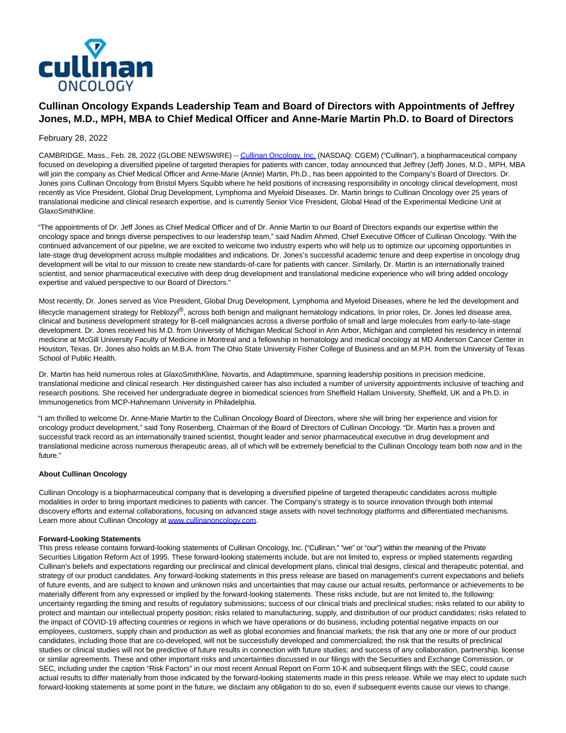# Cullinan Oncology Expands Leadership Team and Board of Directors with Appointments of Jeffrey Jones, M.D., MPH, MBA to Chief Medical Officer and Anne-Marie Martin Ph.D. to Board of Directors

February 28, 2022

CAMBRIDGE, Mass., Feb. 28, 2022 (GLOBE NEWSWIRE) -- Cullinan Oncology, Inc. (NASDAQ: CGEM) ("Cullinan"), a biopharmaceutical company focused on developing a diversified pipeline of targeted therapies for patients with cancer, today announced that Jeffrey (Jeff) Jones, M.D., MPH, MBA will join the company as Chief Medical Officer and Anne-Marie (Annie) Martin, Ph.D., has been appointed to the Company's Board of Directors. Dr. Jones joins Cullinan Oncology from Bristol Myers Squibb where he held positions of increasing responsibility in oncology clinical development, most recently as Vice President, Global Drug Development, Lymphoma and Myeloid Diseases. Dr. Martin brings to Cullinan Oncology over 25 years of translational medicine and clinical research expertise, and is currently Senior Vice President, Global Head of the Experimental Medicine Unit at GlaxoSmithKline.

"The appointments of Dr. Jeff Jones as Chief Medical Officer and of Dr. Annie Martin to our Board of Directors expands our expertise within the oncology space and brings diverse perspectives to our leadership team," said Nadim Ahmed, Chief Executive Officer of Cullinan Oncology. "With the continued advancement of our pipeline, we are excited to welcome two industry experts who will help us to optimize our upcoming opportunities in late-stage drug development across multiple modalities and indications. Dr. Jones's successful academic tenure and deep expertise in oncology drug development will be vital to our mission to create new standards-of-care for patients with cancer. Similarly, Dr. Martin is an internationally trained scientist, and senior pharmaceutical executive with deep drug development and translational medicine experience who will bring added oncology expertise and valued perspective to our Board of Directors."

Most recently, Dr. Jones served as Vice President, Global Drug Development, Lymphoma and Myeloid Diseases, where he led the development and lifecycle management strategy for Reblozyl®, across both benign and malignant hematology indications. In prior roles, Dr. Jones led disease area, clinical and business development strategy for B-cell malignancies across a diverse portfolio of small and large molecules from early-to-late-stage development. Dr. Jones received his M.D. from University of Michigan Medical School in Ann Arbor, Michigan and completed his residency in internal medicine at McGill University Faculty of Medicine in Montreal and a fellowship in hematology and medical oncology at MD Anderson Cancer Center in Houston, Texas. Dr. Jones also holds an M.B.A. from The Ohio State University Fisher College of Business and an M.P.H. from the University of Texas School of Public Health.

Dr. Martin has held numerous roles at GlaxoSmithKline, Novartis, and Adaptimmune, spanning leadership positions in precision medicine, translational medicine and clinical research. Her distinguished career has also included a number of university appointments inclusive of teaching and research positions. She received her undergraduate degree in biomedical sciences from Sheffield Hallam University, Sheffield, UK and a Ph.D. in Immunogenetics from MCP-Hahnemann University in Philadelphia.

"I am thrilled to welcome Dr. Anne-Marie Martin to the Cullinan Oncology Board of Directors, where she will bring her experience and vision for oncology product development," said Tony Rosenberg, Chairman of the Board of Directors of Cullinan Oncology. "Dr. Martin has a proven and successful track record as an internationally trained scientist, thought leader and senior pharmaceutical executive in drug development and translational medicine across numerous therapeutic areas, all of which will be extremely beneficial to the Cullinan Oncology team both now and in the future."

**About Cullinan Oncology**

Cullinan Oncology is a biopharmaceutical company that is developing a diversified pipeline of targeted therapeutic candidates across multiple modalities in order to bring important medicines to patients with cancer. The Company's strategy is to source innovation through both internal discovery efforts and external collaborations, focusing on advanced stage assets with novel technology platforms and differentiated mechanisms. Learn more about Cullinan Oncology at www.cullinanoncology.com.

**Forward-Looking Statements**

This press release contains forward-looking statements of Cullinan Oncology, Inc. ("Cullinan," "we" or "our") within the meaning of the Private Securities Litigation Reform Act of 1995. These forward-looking statements include, but are not limited to, express or implied statements regarding Cullinan's beliefs and expectations regarding our preclinical and clinical development plans, clinical trial designs, clinical and therapeutic potential, and strategy of our product candidates. Any forward-looking statements in this press release are based on management's current expectations and beliefs of future events, and are subject to known and unknown risks and uncertainties that may cause our actual results, performance or achievements to be materially different from any expressed or implied by the forward-looking statements. These risks include, but are not limited to, the following: uncertainty regarding the timing and results of regulatory submissions; success of our clinical trials and preclinical studies; risks related to our ability to protect and maintain our intellectual property position; risks related to manufacturing, supply, and distribution of our product candidates; risks related to the impact of COVID-19 affecting countries or regions in which we have operations or do business, including potential negative impacts on our employees, customers, supply chain and production as well as global economies and financial markets; the risk that any one or more of our product candidates, including those that are co-developed, will not be successfully developed and commercialized; the risk that the results of preclinical studies or clinical studies will not be predictive of future results in connection with future studies; and success of any collaboration, partnership, license or similar agreements. These and other important risks and uncertainties discussed in our filings with the Securities and Exchange Commission, or SEC, including under the caption "Risk Factors" in our most recent Annual Report on Form 10-K and subsequent filings with the SEC, could cause actual results to differ materially from those indicated by the forward-looking statements made in this press release. While we may elect to update such forward-looking statements at some point in the future, we disclaim any obligation to do so, even if subsequent events cause our views to change.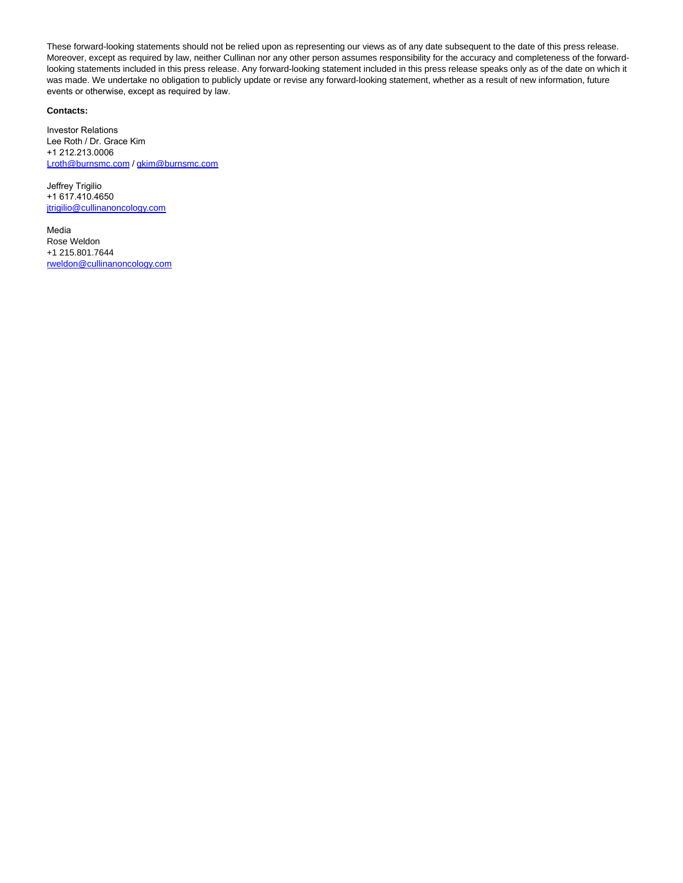These forward-looking statements should not be relied upon as representing our views as of any date subsequent to the date of this press release. Moreover, except as required by law, neither Cullinan nor any other person assumes responsibility for the accuracy and completeness of the forward-looking statements included in this press release. Any forward-looking statement included in this press release speaks only as of the date on which it was made. We undertake no obligation to publicly update or revise any forward-looking statement, whether as a result of new information, future events or otherwise, except as required by law.

**Contacts:**

Investor Relations
Lee Roth / Dr. Grace Kim
+1 212.213.0006
Lroth@burnsmc.com / gkim@burnsmc.com

Jeffrey Trigilio
+1 617.410.4650
jtrigilio@cullinanoncology.com

Media
Rose Weldon
+1 215.801.7644
rweldon@cullinanoncology.com